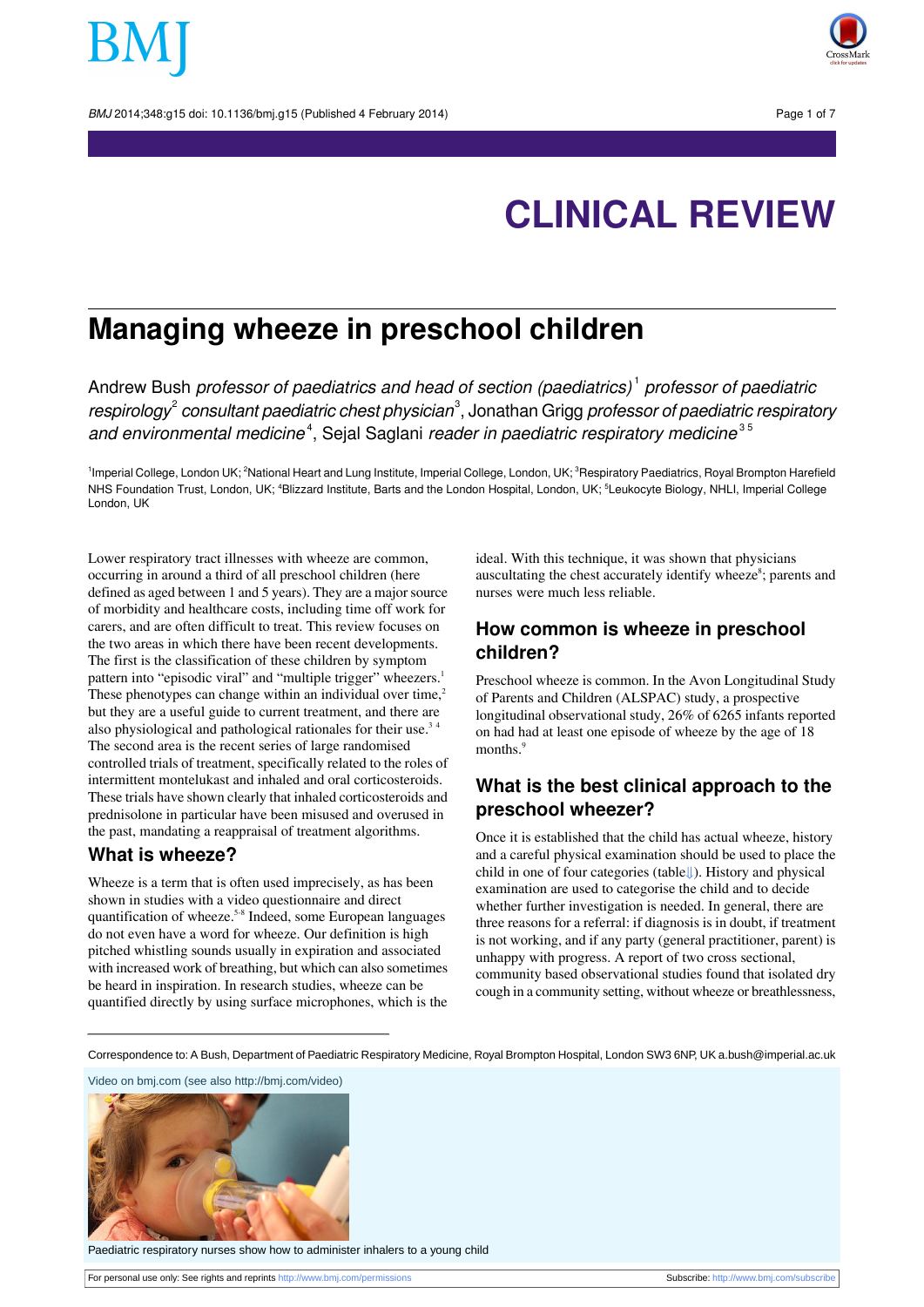# CLINICAL REVIEW

## Managing wheeze in preschool children

Andrew Bush *professor of paediatrics and head of section (paediatrics)*[1] *professor of paediatric respirology*[2] *consultant paediatric chest physician*[3], Jonathan Grigg *professor of paediatric respiratory and environmental medicine*[4], Sejal Saglani *reader in paediatric respiratory medicine*[3 5]

[1]Imperial College, London UK; [2]National Heart and Lung Institute, Imperial College, London, UK; [3]Respiratory Paediatrics, Royal Brompton Harefield NHS Foundation Trust, London, UK; [4]Blizzard Institute, Barts and the London Hospital, London, UK; [5]Leukocyte Biology, NHLI, Imperial College London, UK

Lower respiratory tract illnesses with wheeze are common, occurring in around a third of all preschool children (here defined as aged between 1 and 5 years). They are a major source of morbidity and healthcare costs, including time off work for carers, and are often difficult to treat. This review focuses on the two areas in which there have been recent developments. The first is the classification of these children by symptom pattern into "episodic viral" and "multiple trigger" wheezers.[1] These phenotypes can change within an individual over time,[2] but they are a useful guide to current treatment, and there are also physiological and pathological rationales for their use.[3 4] The second area is the recent series of large randomised controlled trials of treatment, specifically related to the roles of intermittent montelukast and inhaled and oral corticosteroids. These trials have shown clearly that inhaled corticosteroids and prednisolone in particular have been misused and overused in the past, mandating a reappraisal of treatment algorithms.

### What is wheeze?

Wheeze is a term that is often used imprecisely, as has been shown in studies with a video questionnaire and direct quantification of wheeze.[5-8] Indeed, some European languages do not even have a word for wheeze. Our definition is high pitched whistling sounds usually in expiration and associated with increased work of breathing, but which can also sometimes be heard in inspiration. In research studies, wheeze can be quantified directly by using surface microphones, which is the ideal. With this technique, it was shown that physicians auscultating the chest accurately identify wheeze[8]; parents and nurses were much less reliable.

### How common is wheeze in preschool children?

Preschool wheeze is common. In the Avon Longitudinal Study of Parents and Children (ALSPAC) study, a prospective longitudinal observational study, 26% of 6265 infants reported on had had at least one episode of wheeze by the age of 18 months.[9]

### What is the best clinical approach to the preschool wheezer?

Once it is established that the child has actual wheeze, history and a careful physical examination should be used to place the child in one of four categories (table⇓). History and physical examination are used to categorise the child and to decide whether further investigation is needed. In general, there are three reasons for a referral: if diagnosis is in doubt, if treatment is not working, and if any party (general practitioner, parent) is unhappy with progress. A report of two cross sectional, community based observational studies found that isolated dry cough in a community setting, without wheeze or breathlessness,

Correspondence to: A Bush, Department of Paediatric Respiratory Medicine, Royal Brompton Hospital, London SW3 6NP, UK a.bush@imperial.ac.uk

Video on bmj.com (see also http://bmj.com/video)

Paediatric respiratory nurses show how to administer inhalers to a young child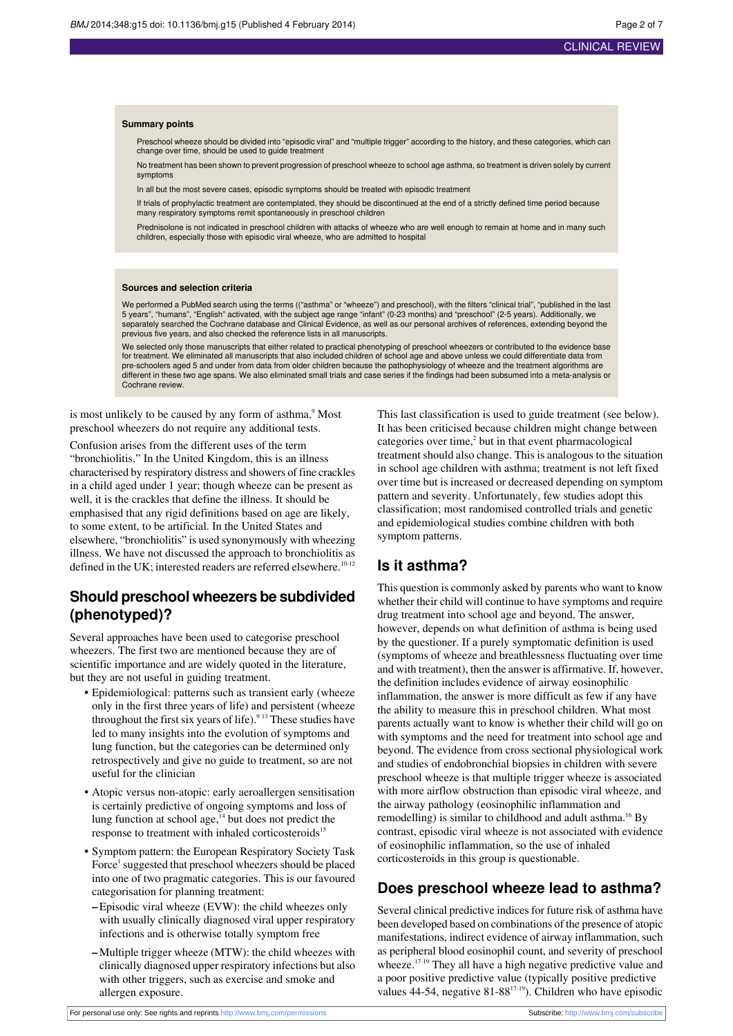**Summary points**

Preschool wheeze should be divided into "episodic viral" and "multiple trigger" according to the history, and these categories, which can change over time, should be used to guide treatment

No treatment has been shown to prevent progression of preschool wheeze to school age asthma, so treatment is driven solely by current symptoms

In all but the most severe cases, episodic symptoms should be treated with episodic treatment

If trials of prophylactic treatment are contemplated, they should be discontinued at the end of a strictly defined time period because many respiratory symptoms remit spontaneously in preschool children

Prednisolone is not indicated in preschool children with attacks of wheeze who are well enough to remain at home and in many such children, especially those with episodic viral wheeze, who are admitted to hospital

**Sources and selection criteria**

We performed a PubMed search using the terms (("asthma" or "wheeze") and preschool), with the filters "clinical trial", "published in the last 5 years", "humans", "English" activated, with the subject age range "infant" (0-23 months) and "preschool" (2-5 years). Additionally, we separately searched the Cochrane database and Clinical Evidence, as well as our personal archives of references, extending beyond the previous five years, and also checked the reference lists in all manuscripts.

We selected only those manuscripts that either related to practical phenotyping of preschool wheezers or contributed to the evidence base for treatment. We eliminated all manuscripts that also included children of school age and above unless we could differentiate data from pre-schoolers aged 5 and under from data from older children because the pathophysiology of wheeze and the treatment algorithms are different in these two age spans. We also eliminated small trials and case series if the findings had been subsumed into a meta-analysis or Cochrane review.

is most unlikely to be caused by any form of asthma.[9] Most preschool wheezers do not require any additional tests.

Confusion arises from the different uses of the term "bronchiolitis." In the United Kingdom, this is an illness characterised by respiratory distress and showers of fine crackles in a child aged under 1 year; though wheeze can be present as well, it is the crackles that define the illness. It should be emphasised that any rigid definitions based on age are likely, to some extent, to be artificial. In the United States and elsewhere, "bronchiolitis" is used synonymously with wheezing illness. We have not discussed the approach to bronchiolitis as defined in the UK; interested readers are referred elsewhere.[10-12]

## Should preschool wheezers be subdivided (phenotyped)?

Several approaches have been used to categorise preschool wheezers. The first two are mentioned because they are of scientific importance and are widely quoted in the literature, but they are not useful in guiding treatment.

- Epidemiological: patterns such as transient early (wheeze only in the first three years of life) and persistent (wheeze throughout the first six years of life).[9,13] These studies have led to many insights into the evolution of symptoms and lung function, but the categories can be determined only retrospectively and give no guide to treatment, so are not useful for the clinician
- Atopic versus non-atopic: early aeroallergen sensitisation is certainly predictive of ongoing symptoms and loss of lung function at school age,[14] but does not predict the response to treatment with inhaled corticosteroids[15]
- Symptom pattern: the European Respiratory Society Task Force[1] suggested that preschool wheezers should be placed into one of two pragmatic categories. This is our favoured categorisation for planning treatment:
  - Episodic viral wheeze (EVW): the child wheezes only with usually clinically diagnosed viral upper respiratory infections and is otherwise totally symptom free
  - Multiple trigger wheeze (MTW): the child wheezes with clinically diagnosed upper respiratory infections but also with other triggers, such as exercise and smoke and allergen exposure.

This last classification is used to guide treatment (see below). It has been criticised because children might change between categories over time,[2] but in that event pharmacological treatment should also change. This is analogous to the situation in school age children with asthma; treatment is not left fixed over time but is increased or decreased depending on symptom pattern and severity. Unfortunately, few studies adopt this classification; most randomised controlled trials and genetic and epidemiological studies combine children with both symptom patterns.

## Is it asthma?

This question is commonly asked by parents who want to know whether their child will continue to have symptoms and require drug treatment into school age and beyond. The answer, however, depends on what definition of asthma is being used by the questioner. If a purely symptomatic definition is used (symptoms of wheeze and breathlessness fluctuating over time and with treatment), then the answer is affirmative. If, however, the definition includes evidence of airway eosinophilic inflammation, the answer is more difficult as few if any have the ability to measure this in preschool children. What most parents actually want to know is whether their child will go on with symptoms and the need for treatment into school age and beyond. The evidence from cross sectional physiological work and studies of endobronchial biopsies in children with severe preschool wheeze is that multiple trigger wheeze is associated with more airflow obstruction than episodic viral wheeze, and the airway pathology (eosinophilic inflammation and remodelling) is similar to childhood and adult asthma.[16] By contrast, episodic viral wheeze is not associated with evidence of eosinophilic inflammation, so the use of inhaled corticosteroids in this group is questionable.

## Does preschool wheeze lead to asthma?

Several clinical predictive indices for future risk of asthma have been developed based on combinations of the presence of atopic manifestations, indirect evidence of airway inflammation, such as peripheral blood eosinophil count, and severity of preschool wheeze.[17-19] They all have a high negative predictive value and a poor positive predictive value (typically positive predictive values 44-54, negative 81-88[17-19]). Children who have episodic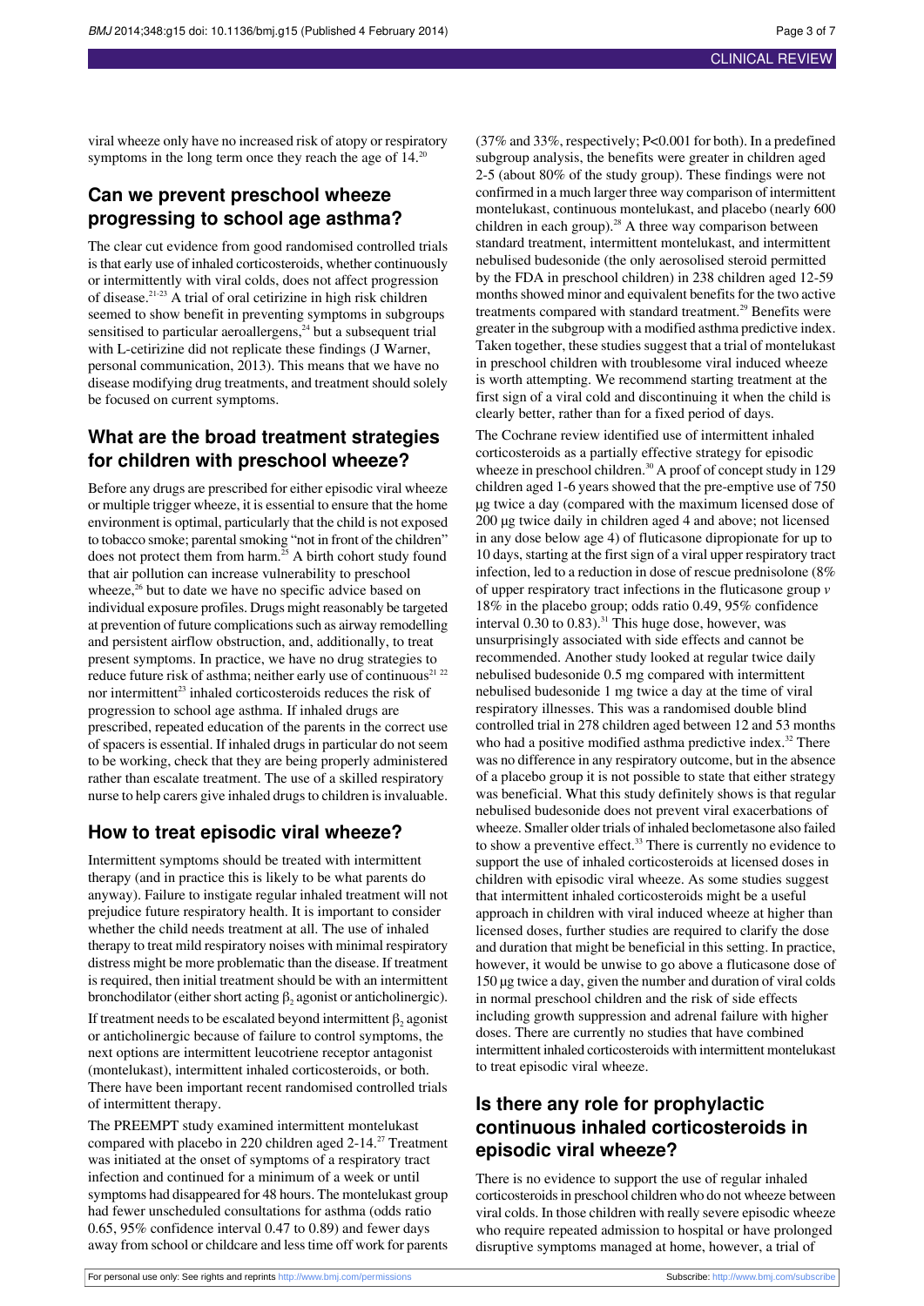viral wheeze only have no increased risk of atopy or respiratory symptoms in the long term once they reach the age of 14.[20]

## Can we prevent preschool wheeze progressing to school age asthma?

The clear cut evidence from good randomised controlled trials is that early use of inhaled corticosteroids, whether continuously or intermittently with viral colds, does not affect progression of disease.[21-23] A trial of oral cetirizine in high risk children seemed to show benefit in preventing symptoms in subgroups sensitised to particular aeroallergens,[24] but a subsequent trial with L-cetirizine did not replicate these findings (J Warner, personal communication, 2013). This means that we have no disease modifying drug treatments, and treatment should solely be focused on current symptoms.

## What are the broad treatment strategies for children with preschool wheeze?

Before any drugs are prescribed for either episodic viral wheeze or multiple trigger wheeze, it is essential to ensure that the home environment is optimal, particularly that the child is not exposed to tobacco smoke; parental smoking "not in front of the children" does not protect them from harm.[25] A birth cohort study found that air pollution can increase vulnerability to preschool wheeze,[26] but to date we have no specific advice based on individual exposure profiles. Drugs might reasonably be targeted at prevention of future complications such as airway remodelling and persistent airflow obstruction, and, additionally, to treat present symptoms. In practice, we have no drug strategies to reduce future risk of asthma; neither early use of continuous[21 22] nor intermittent[23] inhaled corticosteroids reduces the risk of progression to school age asthma. If inhaled drugs are prescribed, repeated education of the parents in the correct use of spacers is essential. If inhaled drugs in particular do not seem to be working, check that they are being properly administered rather than escalate treatment. The use of a skilled respiratory nurse to help carers give inhaled drugs to children is invaluable.

## How to treat episodic viral wheeze?

Intermittent symptoms should be treated with intermittent therapy (and in practice this is likely to be what parents do anyway). Failure to instigate regular inhaled treatment will not prejudice future respiratory health. It is important to consider whether the child needs treatment at all. The use of inhaled therapy to treat mild respiratory noises with minimal respiratory distress might be more problematic than the disease. If treatment is required, then initial treatment should be with an intermittent bronchodilator (either short acting $\beta_2$ agonist or anticholinergic).

If treatment needs to be escalated beyond intermittent $\beta_2$ agonist or anticholinergic because of failure to control symptoms, the next options are intermittent leucotriene receptor antagonist (montelukast), intermittent inhaled corticosteroids, or both. There have been important recent randomised controlled trials of intermittent therapy.

The PREEMPT study examined intermittent montelukast compared with placebo in 220 children aged 2-14.[27] Treatment was initiated at the onset of symptoms of a respiratory tract infection and continued for a minimum of a week or until symptoms had disappeared for 48 hours. The montelukast group had fewer unscheduled consultations for asthma (odds ratio 0.65, 95% confidence interval 0.47 to 0.89) and fewer days away from school or childcare and less time off work for parents (37% and 33%, respectively; P<0.001 for both). In a predefined subgroup analysis, the benefits were greater in children aged 2-5 (about 80% of the study group). These findings were not confirmed in a much larger three way comparison of intermittent montelukast, continuous montelukast, and placebo (nearly 600 children in each group).[28] A three way comparison between standard treatment, intermittent montelukast, and intermittent nebulised budesonide (the only aerosolised steroid permitted by the FDA in preschool children) in 238 children aged 12-59 months showed minor and equivalent benefits for the two active treatments compared with standard treatment.[29] Benefits were greater in the subgroup with a modified asthma predictive index. Taken together, these studies suggest that a trial of montelukast in preschool children with troublesome viral induced wheeze is worth attempting. We recommend starting treatment at the first sign of a viral cold and discontinuing it when the child is clearly better, rather than for a fixed period of days.

The Cochrane review identified use of intermittent inhaled corticosteroids as a partially effective strategy for episodic wheeze in preschool children.[30] A proof of concept study in 129 children aged 1-6 years showed that the pre-emptive use of 750 µg twice a day (compared with the maximum licensed dose of 200 µg twice daily in children aged 4 and above; not licensed in any dose below age 4) of fluticasone dipropionate for up to 10 days, starting at the first sign of a viral upper respiratory tract infection, led to a reduction in dose of rescue prednisolone (8% of upper respiratory tract infections in the fluticasone group *v* 18% in the placebo group; odds ratio 0.49, 95% confidence interval 0.30 to 0.83).[31] This huge dose, however, was unsurprisingly associated with side effects and cannot be recommended. Another study looked at regular twice daily nebulised budesonide 0.5 mg compared with intermittent nebulised budesonide 1 mg twice a day at the time of viral respiratory illnesses. This was a randomised double blind controlled trial in 278 children aged between 12 and 53 months who had a positive modified asthma predictive index.[32] There was no difference in any respiratory outcome, but in the absence of a placebo group it is not possible to state that either strategy was beneficial. What this study definitely shows is that regular nebulised budesonide does not prevent viral exacerbations of wheeze. Smaller older trials of inhaled beclometasone also failed to show a preventive effect.[33] There is currently no evidence to support the use of inhaled corticosteroids at licensed doses in children with episodic viral wheeze. As some studies suggest that intermittent inhaled corticosteroids might be a useful approach in children with viral induced wheeze at higher than licensed doses, further studies are required to clarify the dose and duration that might be beneficial in this setting. In practice, however, it would be unwise to go above a fluticasone dose of 150 µg twice a day, given the number and duration of viral colds in normal preschool children and the risk of side effects including growth suppression and adrenal failure with higher doses. There are currently no studies that have combined intermittent inhaled corticosteroids with intermittent montelukast to treat episodic viral wheeze.

## Is there any role for prophylactic continuous inhaled corticosteroids in episodic viral wheeze?

There is no evidence to support the use of regular inhaled corticosteroids in preschool children who do not wheeze between viral colds. In those children with really severe episodic wheeze who require repeated admission to hospital or have prolonged disruptive symptoms managed at home, however, a trial of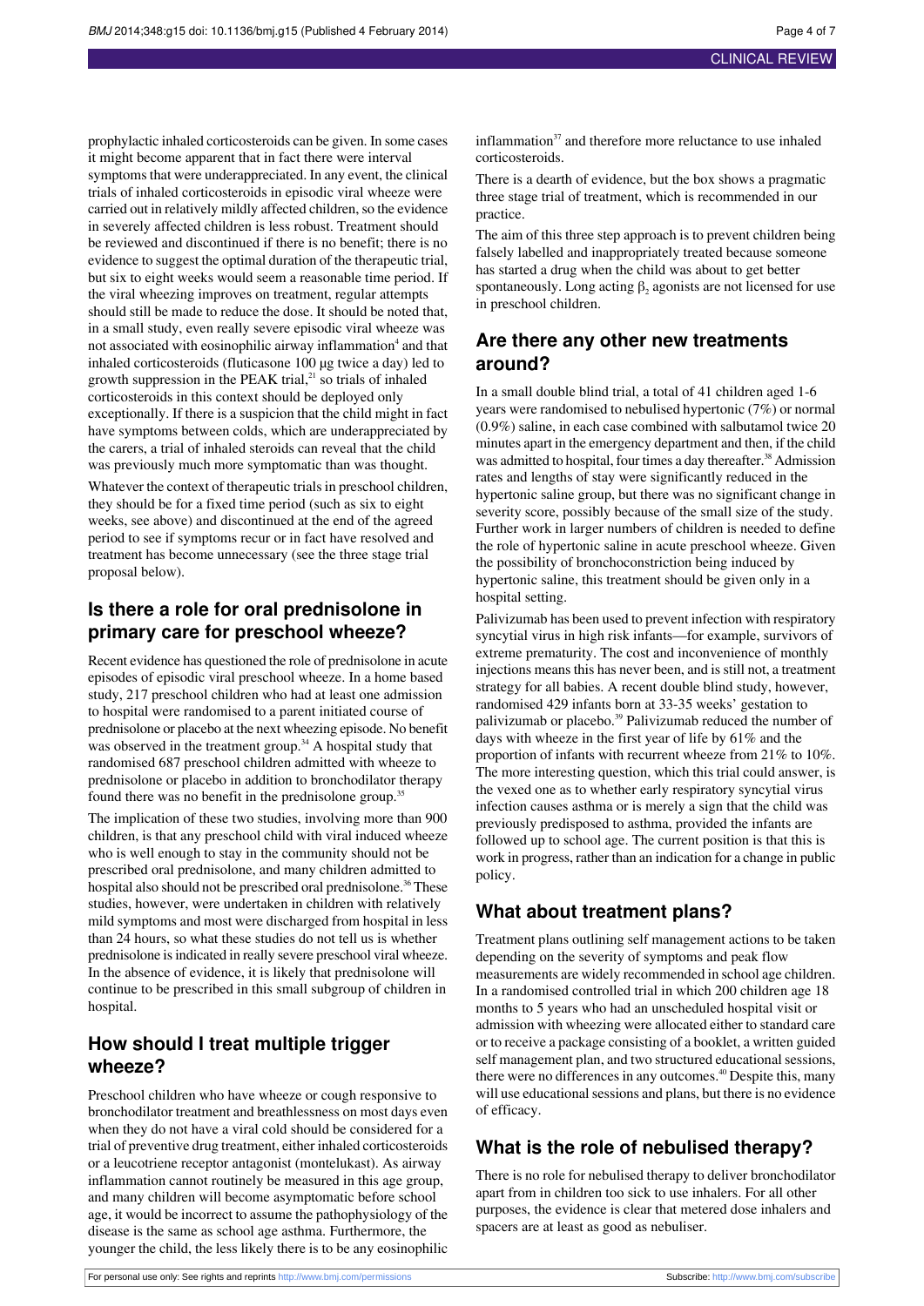prophylactic inhaled corticosteroids can be given. In some cases it might become apparent that in fact there were interval symptoms that were underappreciated. In any event, the clinical trials of inhaled corticosteroids in episodic viral wheeze were carried out in relatively mildly affected children, so the evidence in severely affected children is less robust. Treatment should be reviewed and discontinued if there is no benefit; there is no evidence to suggest the optimal duration of the therapeutic trial, but six to eight weeks would seem a reasonable time period. If the viral wheezing improves on treatment, regular attempts should still be made to reduce the dose. It should be noted that, in a small study, even really severe episodic viral wheeze was not associated with eosinophilic airway inflammation[4] and that inhaled corticosteroids (fluticasone 100 µg twice a day) led to growth suppression in the PEAK trial,[21] so trials of inhaled corticosteroids in this context should be deployed only exceptionally. If there is a suspicion that the child might in fact have symptoms between colds, which are underappreciated by the carers, a trial of inhaled steroids can reveal that the child was previously much more symptomatic than was thought.

Whatever the context of therapeutic trials in preschool children, they should be for a fixed time period (such as six to eight weeks, see above) and discontinued at the end of the agreed period to see if symptoms recur or in fact have resolved and treatment has become unnecessary (see the three stage trial proposal below).

## Is there a role for oral prednisolone in primary care for preschool wheeze?

Recent evidence has questioned the role of prednisolone in acute episodes of episodic viral preschool wheeze. In a home based study, 217 preschool children who had at least one admission to hospital were randomised to a parent initiated course of prednisolone or placebo at the next wheezing episode. No benefit was observed in the treatment group.[34] A hospital study that randomised 687 preschool children admitted with wheeze to prednisolone or placebo in addition to bronchodilator therapy found there was no benefit in the prednisolone group.[35]

The implication of these two studies, involving more than 900 children, is that any preschool child with viral induced wheeze who is well enough to stay in the community should not be prescribed oral prednisolone, and many children admitted to hospital also should not be prescribed oral prednisolone.[36] These studies, however, were undertaken in children with relatively mild symptoms and most were discharged from hospital in less than 24 hours, so what these studies do not tell us is whether prednisolone is indicated in really severe preschool viral wheeze. In the absence of evidence, it is likely that prednisolone will continue to be prescribed in this small subgroup of children in hospital.

## How should I treat multiple trigger wheeze?

Preschool children who have wheeze or cough responsive to bronchodilator treatment and breathlessness on most days even when they do not have a viral cold should be considered for a trial of preventive drug treatment, either inhaled corticosteroids or a leucotriene receptor antagonist (montelukast). As airway inflammation cannot routinely be measured in this age group, and many children will become asymptomatic before school age, it would be incorrect to assume the pathophysiology of the disease is the same as school age asthma. Furthermore, the younger the child, the less likely there is to be any eosinophilic inflammation[37] and therefore more reluctance to use inhaled corticosteroids.

There is a dearth of evidence, but the box shows a pragmatic three stage trial of treatment, which is recommended in our practice.

The aim of this three step approach is to prevent children being falsely labelled and inappropriately treated because someone has started a drug when the child was about to get better spontaneously. Long acting $\beta_2$ agonists are not licensed for use in preschool children.

## Are there any other new treatments around?

In a small double blind trial, a total of 41 children aged 1-6 years were randomised to nebulised hypertonic (7%) or normal (0.9%) saline, in each case combined with salbutamol twice 20 minutes apart in the emergency department and then, if the child was admitted to hospital, four times a day thereafter.[38] Admission rates and lengths of stay were significantly reduced in the hypertonic saline group, but there was no significant change in severity score, possibly because of the small size of the study. Further work in larger numbers of children is needed to define the role of hypertonic saline in acute preschool wheeze. Given the possibility of bronchoconstriction being induced by hypertonic saline, this treatment should be given only in a hospital setting.

Palivizumab has been used to prevent infection with respiratory syncytial virus in high risk infants—for example, survivors of extreme prematurity. The cost and inconvenience of monthly injections means this has never been, and is still not, a treatment strategy for all babies. A recent double blind study, however, randomised 429 infants born at 33-35 weeks' gestation to palivizumab or placebo.[39] Palivizumab reduced the number of days with wheeze in the first year of life by 61% and the proportion of infants with recurrent wheeze from 21% to 10%. The more interesting question, which this trial could answer, is the vexed one as to whether early respiratory syncytial virus infection causes asthma or is merely a sign that the child was previously predisposed to asthma, provided the infants are followed up to school age. The current position is that this is work in progress, rather than an indication for a change in public policy.

## What about treatment plans?

Treatment plans outlining self management actions to be taken depending on the severity of symptoms and peak flow measurements are widely recommended in school age children. In a randomised controlled trial in which 200 children age 18 months to 5 years who had an unscheduled hospital visit or admission with wheezing were allocated either to standard care or to receive a package consisting of a booklet, a written guided self management plan, and two structured educational sessions, there were no differences in any outcomes.[40] Despite this, many will use educational sessions and plans, but there is no evidence of efficacy.

## What is the role of nebulised therapy?

There is no role for nebulised therapy to deliver bronchodilator apart from in children too sick to use inhalers. For all other purposes, the evidence is clear that metered dose inhalers and spacers are at least as good as nebuliser.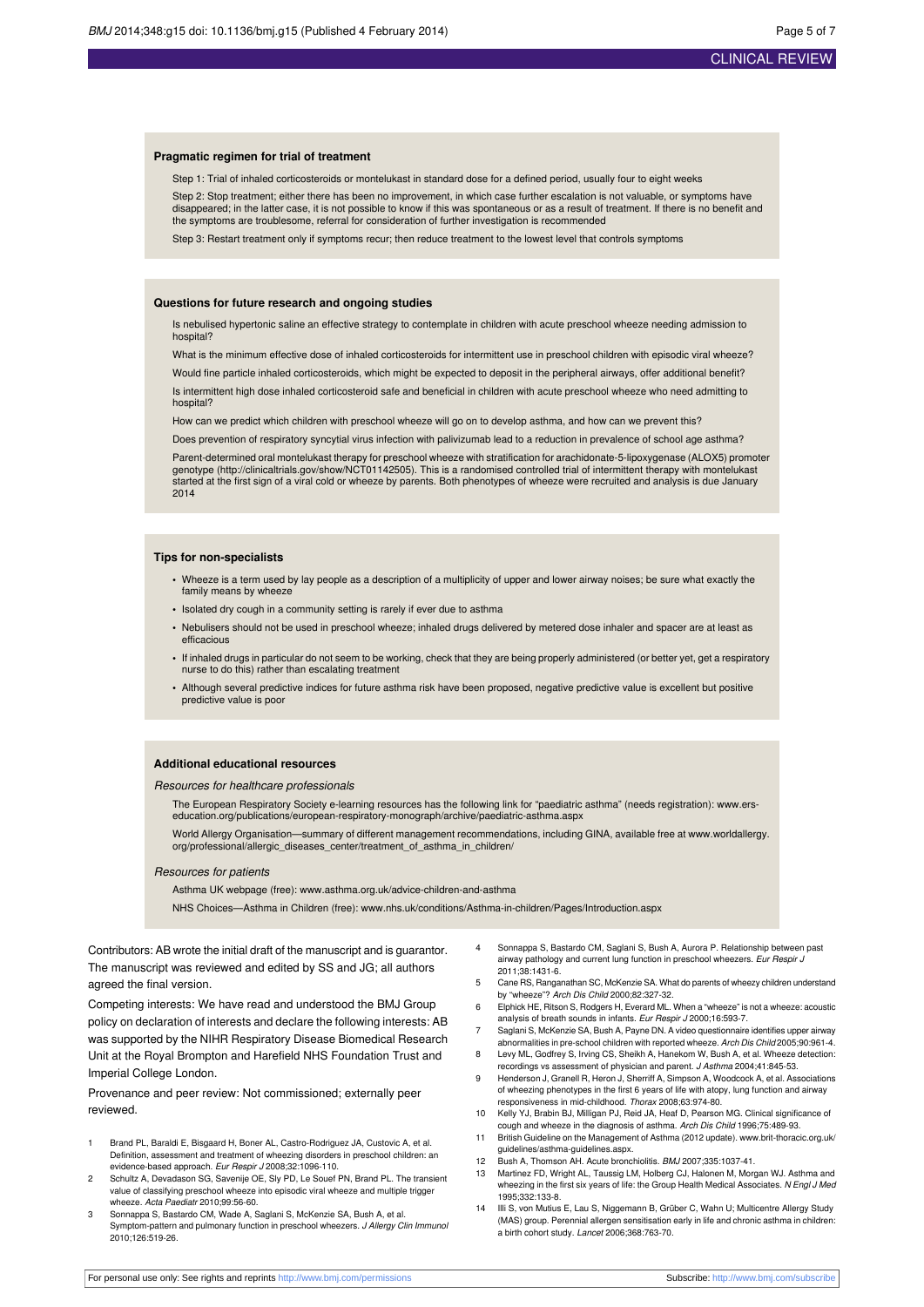### Pragmatic regimen for trial of treatment

Step 1: Trial of inhaled corticosteroids or montelukast in standard dose for a defined period, usually four to eight weeks

Step 2: Stop treatment; either there has been no improvement, in which case further escalation is not valuable, or symptoms have disappeared; in the latter case, it is not possible to know if this was spontaneous or as a result of treatment. If there is no benefit and the symptoms are troublesome, referral for consideration of further investigation is recommended

Step 3: Restart treatment only if symptoms recur; then reduce treatment to the lowest level that controls symptoms

### Questions for future research and ongoing studies

Is nebulised hypertonic saline an effective strategy to contemplate in children with acute preschool wheeze needing admission to hospital?

What is the minimum effective dose of inhaled corticosteroids for intermittent use in preschool children with episodic viral wheeze?

Would fine particle inhaled corticosteroids, which might be expected to deposit in the peripheral airways, offer additional benefit?

Is intermittent high dose inhaled corticosteroid safe and beneficial in children with acute preschool wheeze who need admitting to hospital?

How can we predict which children with preschool wheeze will go on to develop asthma, and how can we prevent this?

Does prevention of respiratory syncytial virus infection with palivizumab lead to a reduction in prevalence of school age asthma?

Parent-determined oral montelukast therapy for preschool wheeze with stratification for arachidonate-5-lipoxygenase (ALOX5) promoter genotype (http://clinicaltrials.gov/show/NCT01142505). This is a randomised controlled trial of intermittent therapy with montelukast started at the first sign of a viral cold or wheeze by parents. Both phenotypes of wheeze were recruited and analysis is due January 2014

### Tips for non-specialists

- Wheeze is a term used by lay people as a description of a multiplicity of upper and lower airway noises; be sure what exactly the family means by wheeze
- Isolated dry cough in a community setting is rarely if ever due to asthma
- Nebulisers should not be used in preschool wheeze; inhaled drugs delivered by metered dose inhaler and spacer are at least as efficacious
- If inhaled drugs in particular do not seem to be working, check that they are being properly administered (or better yet, get a respiratory nurse to do this) rather than escalating treatment
- Although several predictive indices for future asthma risk have been proposed, negative predictive value is excellent but positive predictive value is poor

### Additional educational resources

*Resources for healthcare professionals*

The European Respiratory Society e-learning resources has the following link for "paediatric asthma" (needs registration): www.ers-education.org/publications/european-respiratory-monograph/archive/paediatric-asthma.aspx

World Allergy Organisation—summary of different management recommendations, including GINA, available free at www.worldallergy.org/professional/allergic_diseases_center/treatment_of_asthma_in_children/

*Resources for patients*

Asthma UK webpage (free): www.asthma.org.uk/advice-children-and-asthma

NHS Choices—Asthma in Children (free): www.nhs.uk/conditions/Asthma-in-children/Pages/Introduction.aspx

Contributors: AB wrote the initial draft of the manuscript and is guarantor. The manuscript was reviewed and edited by SS and JG; all authors agreed the final version.

Competing interests: We have read and understood the BMJ Group policy on declaration of interests and declare the following interests: AB was supported by the NIHR Respiratory Disease Biomedical Research Unit at the Royal Brompton and Harefield NHS Foundation Trust and Imperial College London.

Provenance and peer review: Not commissioned; externally peer reviewed.

1. Brand PL, Baraldi E, Bisgaard H, Boner AL, Castro-Rodriguez JA, Custovic A, et al. Definition, assessment and treatment of wheezing disorders in preschool children: an evidence-based approach. *Eur Respir J* 2008;32:1096-110.
2. Schultz A, Devadason SG, Savenije OE, Sly PD, Le Souef PN, Brand PL. The transient value of classifying preschool wheeze into episodic viral wheeze and multiple trigger wheeze. *Acta Paediatr* 2010;99:56-60.
3. Sonnappa S, Bastardo CM, Wade A, Saglani S, McKenzie SA, Bush A, et al. Symptom-pattern and pulmonary function in preschool wheezers. *J Allergy Clin Immunol* 2010;126:519-26.
4. Sonnappa S, Bastardo CM, Saglani S, Bush A, Aurora P. Relationship between past airway pathology and current lung function in preschool wheezers. *Eur Respir J* 2011;38:1431-6.
5. Cane RS, Ranganathan SC, McKenzie SA. What do parents of wheezy children understand by "wheeze"? *Arch Dis Child* 2000;82:327-32.
6. Elphick HE, Ritson S, Rodgers H, Everard ML. When a "wheeze" is not a wheeze: acoustic analysis of breath sounds in infants. *Eur Respir J* 2000;16:593-7.
7. Saglani S, McKenzie SA, Bush A, Payne DN. A video questionnaire identifies upper airway abnormalities in pre-school children with reported wheeze. *Arch Dis Child* 2005;90:961-4.
8. Levy ML, Godfrey S, Irving CS, Sheikh A, Hanekom W, Bush A, et al. Wheeze detection: recordings vs assessment of physician and parent. *J Asthma* 2004;41:845-53.
9. Henderson J, Granell R, Heron J, Sherriff A, Simpson A, Woodcock A, et al. Associations of wheezing phenotypes in the first 6 years of life with atopy, lung function and airway responsiveness in mid-childhood. *Thorax* 2008;63:974-80.
10. Kelly YJ, Brabin BJ, Milligan PJ, Reid JA, Heaf D, Pearson MG. Clinical significance of cough and wheeze in the diagnosis of asthma. *Arch Dis Child* 1996;75:489-93.
11. British Guideline on the Management of Asthma (2012 update). www.brit-thoracic.org.uk/guidelines/asthma-guidelines.aspx.
12. Bush A, Thomson AH. Acute bronchiolitis. *BMJ* 2007;335:1037-41.
13. Martinez FD, Wright AL, Taussig LM, Holberg CJ, Halonen M, Morgan WJ. Asthma and wheezing in the first six years of life: the Group Health Medical Associates. *N Engl J Med* 1995;332:133-8.
14. Illi S, von Mutius E, Lau S, Niggemann B, Grüber C, Wahn U; Multicentre Allergy Study (MAS) group. Perennial allergen sensitisation early in life and chronic asthma in children: a birth cohort study. *Lancet* 2006;368:763-70.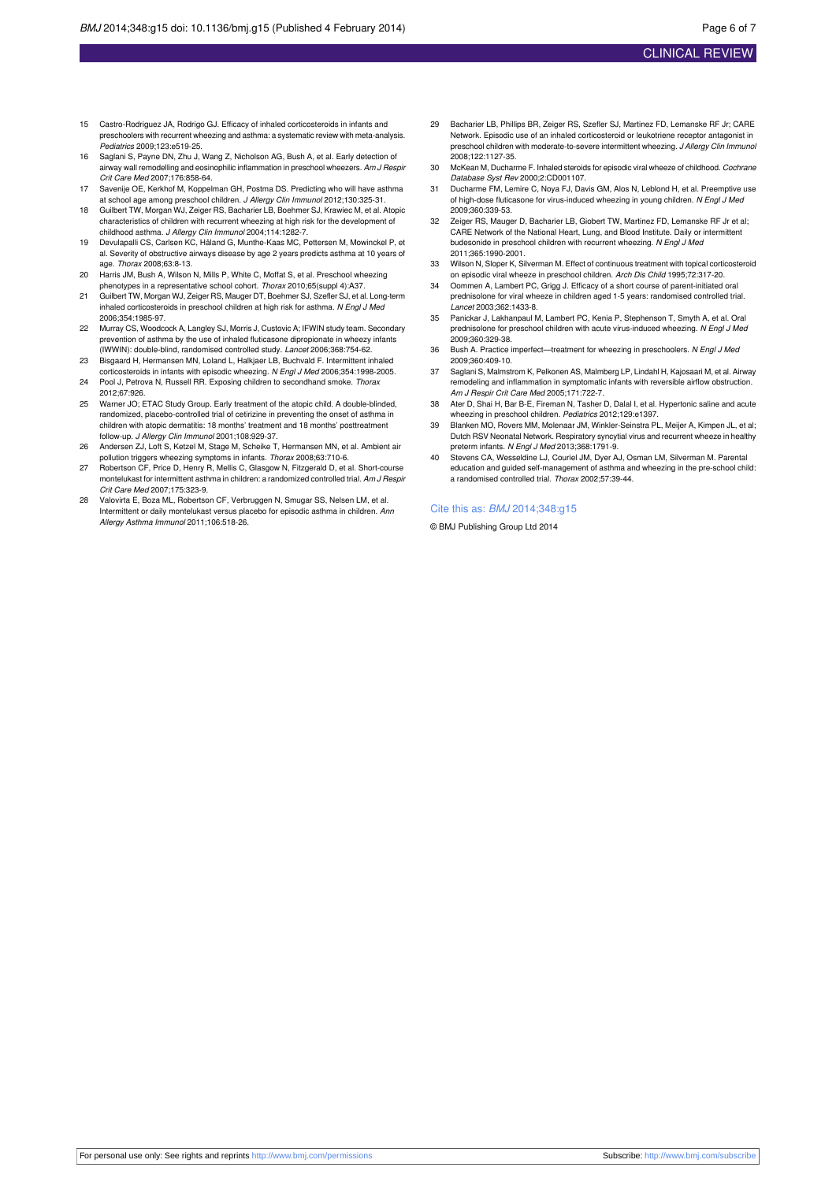15. Castro-Rodriguez JA, Rodrigo GJ. Efficacy of inhaled corticosteroids in infants and preschoolers with recurrent wheezing and asthma: a systematic review with meta-analysis. *Pediatrics* 2009;123:e519-25.
16. Saglani S, Payne DN, Zhu J, Wang Z, Nicholson AG, Bush A, et al. Early detection of airway wall remodelling and eosinophilic inflammation in preschool wheezers. *Am J Respir Crit Care Med* 2007;176:858-64.
17. Savenije OE, Kerkhof M, Koppelman GH, Postma DS. Predicting who will have asthma at school age among preschool children. *J Allergy Clin Immunol* 2012;130:325-31.
18. Guilbert TW, Morgan WJ, Zeiger RS, Bacharier LB, Boehmer SJ, Krawiec M, et al. Atopic characteristics of children with recurrent wheezing at high risk for the development of childhood asthma. *J Allergy Clin Immunol* 2004;114:1282-7.
19. Devulapalli CS, Carlsen KC, Håland G, Munthe-Kaas MC, Pettersen M, Mowinckel P, et al. Severity of obstructive airways disease by age 2 years predicts asthma at 10 years of age. *Thorax* 2008;63:8-13.
20. Harris JM, Bush A, Wilson N, Mills P, White C, Moffat S, et al. Preschool wheezing phenotypes in a representative school cohort. *Thorax* 2010;65(suppl 4):A37.
21. Guilbert TW, Morgan WJ, Zeiger RS, Mauger DT, Boehmer SJ, Szefler SJ, et al. Long-term inhaled corticosteroids in preschool children at high risk for asthma. *N Engl J Med* 2006;354:1985-97.
22. Murray CS, Woodcock A, Langley SJ, Morris J, Custovic A; IFWIN study team. Secondary prevention of asthma by the use of inhaled fluticasone dipropionate in wheezy infants (IWWIN): double-blind, randomised controlled study. *Lancet* 2006;368:754-62.
23. Bisgaard H, Hermansen MN, Loland L, Halkjaer LB, Buchvald F. Intermittent inhaled corticosteroids in infants with episodic wheezing. *N Engl J Med* 2006;354:1998-2005.
24. Pool J, Petrova N, Russell RR. Exposing children to secondhand smoke. *Thorax* 2012;67:926.
25. Warner JO; ETAC Study Group. Early treatment of the atopic child. A double-blinded, randomized, placebo-controlled trial of cetirizine in preventing the onset of asthma in children with atopic dermatitis: 18 months' treatment and 18 months' posttreatment follow-up. *J Allergy Clin Immunol* 2001;108:929-37.
26. Andersen ZJ, Loft S, Ketzel M, Stage M, Scheike T, Hermansen MN, et al. Ambient air pollution triggers wheezing symptoms in infants. *Thorax* 2008;63:710-6.
27. Robertson CF, Price D, Henry R, Mellis C, Glasgow N, Fitzgerald D, et al. Short-course montelukast for intermittent asthma in children: a randomized controlled trial. *Am J Respir Crit Care Med* 2007;175:323-9.
28. Valovirta E, Boza ML, Robertson CF, Verbruggen N, Smugar SS, Nelsen LM, et al. Intermittent or daily montelukast versus placebo for episodic asthma in children. *Ann Allergy Asthma Immunol* 2011;106:518-26.
29. Bacharier LB, Phillips BR, Zeiger RS, Szefler SJ, Martinez FD, Lemanske RF Jr; CARE Network. Episodic use of an inhaled corticosteroid or leukotriene receptor antagonist in preschool children with moderate-to-severe intermittent wheezing. *J Allergy Clin Immunol* 2008;122:1127-35.
30. McKean M, Ducharme F. Inhaled steroids for episodic viral wheeze of childhood. *Cochrane Database Syst Rev* 2000;2:CD001107.
31. Ducharme FM, Lemire C, Noya FJ, Davis GM, Alos N, Leblond H, et al. Preemptive use of high-dose fluticasone for virus-induced wheezing in young children. *N Engl J Med* 2009;360:339-53.
32. Zeiger RS, Mauger D, Bacharier LB, Giobert TW, Martinez FD, Lemanske RF Jr et al; CARE Network of the National Heart, Lung, and Blood Institute. Daily or intermittent budesonide in preschool children with recurrent wheezing. *N Engl J Med* 2011;365:1990-2001.
33. Wilson N, Sloper K, Silverman M. Effect of continuous treatment with topical corticosteroid on episodic viral wheeze in preschool children. *Arch Dis Child* 1995;72:317-20.
34. Oommen A, Lambert PC, Grigg J. Efficacy of a short course of parent-initiated oral prednisolone for viral wheeze in children aged 1-5 years: randomised controlled trial. *Lancet* 2003;362:1433-8.
35. Panickar J, Lakhanpaul M, Lambert PC, Kenia P, Stephenson T, Smyth A, et al. Oral prednisolone for preschool children with acute virus-induced wheezing. *N Engl J Med* 2009;360:329-38.
36. Bush A. Practice imperfect—treatment for wheezing in preschoolers. *N Engl J Med* 2009;360:409-10.
37. Saglani S, Malmstrom K, Pelkonen AS, Malmberg LP, Lindahl H, Kajosaari M, et al. Airway remodeling and inflammation in symptomatic infants with reversible airflow obstruction. *Am J Respir Crit Care Med* 2005;171:722-7.
38. Ater D, Shai H, Bar B-E, Fireman N, Tasher D, Dalal I, et al. Hypertonic saline and acute wheezing in preschool children. *Pediatrics* 2012;129:e1397.
39. Blanken MO, Rovers MM, Molenaar JM, Winkler-Seinstra PL, Meijer A, Kimpen JL, et al; Dutch RSV Neonatal Network. Respiratory syncytial virus and recurrent wheeze in healthy preterm infants. *N Engl J Med* 2013;368:1791-9.
40. Stevens CA, Wesseldine LJ, Couriel JM, Dyer AJ, Osman LM, Silverman M. Parental education and guided self-management of asthma and wheezing in the pre-school child: a randomised controlled trial. *Thorax* 2002;57:39-44.

Cite this as: *BMJ* 2014;348:g15

© BMJ Publishing Group Ltd 2014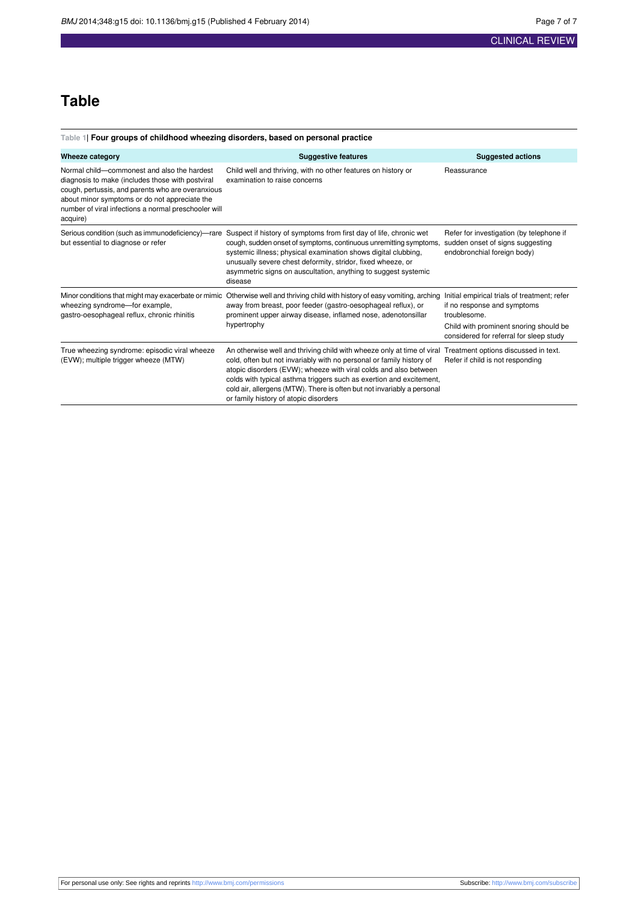# Table

**Table 1| Four groups of childhood wheezing disorders, based on personal practice**

| Wheeze category | Suggestive features | Suggested actions |
|---|---|---|
| Normal child—commonest and also the hardest diagnosis to make (includes those with postviral cough, pertussis, and parents who are overanxious about minor symptoms or do not appreciate the number of viral infections a normal preschooler will acquire) | Child well and thriving, with no other features on history or examination to raise concerns | Reassurance |
| Serious condition (such as immunodeficiency)—rare but essential to diagnose or refer | Suspect if history of symptoms from first day of life, chronic wet cough, sudden onset of symptoms, continuous unremitting symptoms, systemic illness; physical examination shows digital clubbing, unusually severe chest deformity, stridor, fixed wheeze, or asymmetric signs on auscultation, anything to suggest systemic disease | Refer for investigation (by telephone if sudden onset of signs suggesting endobronchial foreign body) |
| Minor conditions that might may exacerbate or mimic wheezing syndrome—for example, gastro-oesophageal reflux, chronic rhinitis | Otherwise well and thriving child with history of easy vomiting, arching away from breast, poor feeder (gastro-oesophageal reflux), or prominent upper airway disease, inflamed nose, adenotonsillar hypertrophy | Initial empirical trials of treatment; refer if no response and symptoms troublesome. Child with prominent snoring should be considered for referral for sleep study |
| True wheezing syndrome: episodic viral wheeze (EVW); multiple trigger wheeze (MTW) | An otherwise well and thriving child with wheeze only at time of viral cold, often but not invariably with no personal or family history of atopic disorders (EVW); wheeze with viral colds and also between colds with typical asthma triggers such as exertion and excitement, cold air, allergens (MTW). There is often but not invariably a personal or family history of atopic disorders | Treatment options discussed in text. Refer if child is not responding |